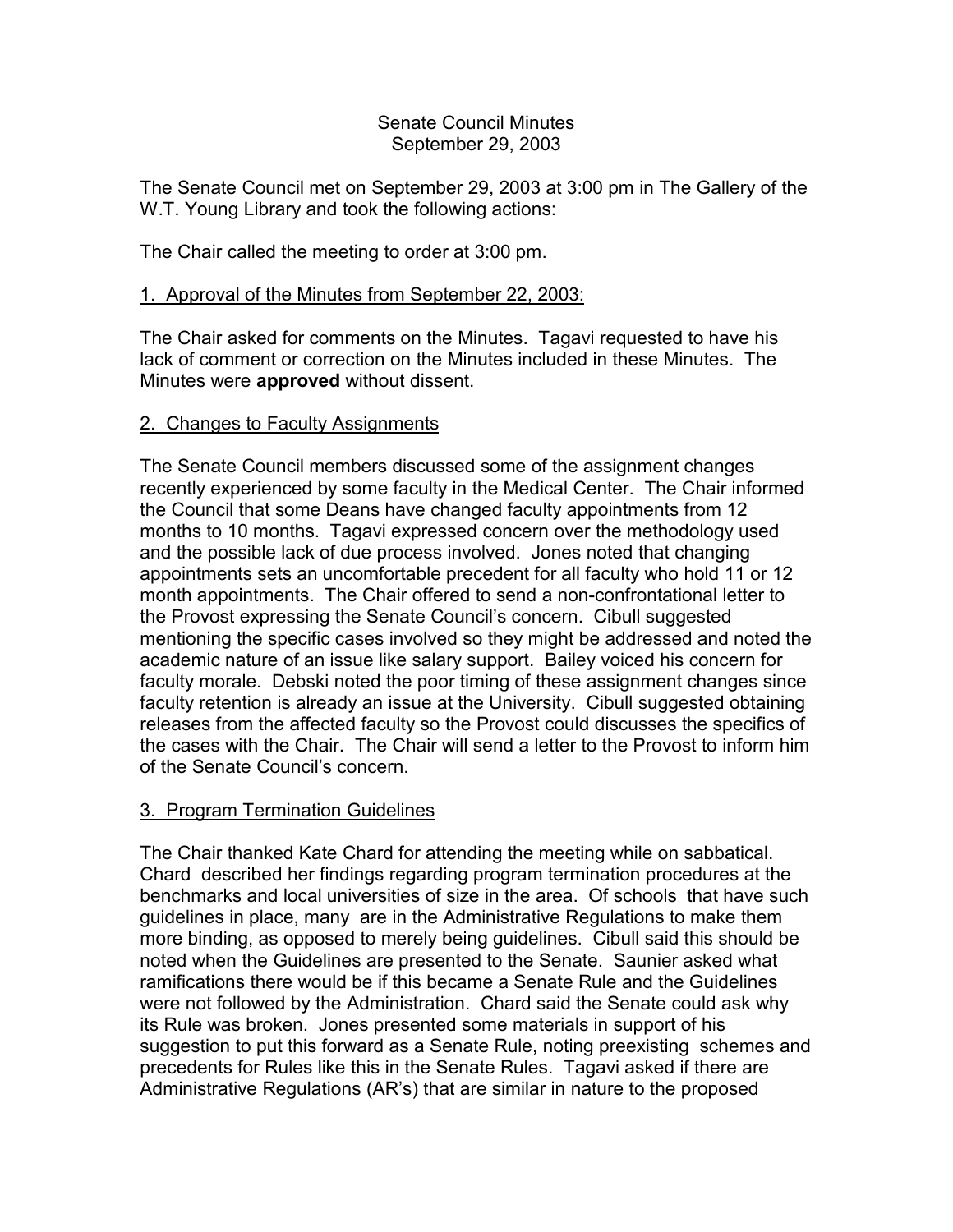Senate Council Minutes
September 29, 2003

The Senate Council met on September 29, 2003 at 3:00 pm in The Gallery of the W.T. Young Library and took the following actions:

The Chair called the meeting to order at 3:00 pm.

1. Approval of the Minutes from September 22, 2003:

The Chair asked for comments on the Minutes. Tagavi requested to have his lack of comment or correction on the Minutes included in these Minutes. The Minutes were **approved** without dissent.

2. Changes to Faculty Assignments

The Senate Council members discussed some of the assignment changes recently experienced by some faculty in the Medical Center. The Chair informed the Council that some Deans have changed faculty appointments from 12 months to 10 months. Tagavi expressed concern over the methodology used and the possible lack of due process involved. Jones noted that changing appointments sets an uncomfortable precedent for all faculty who hold 11 or 12 month appointments. The Chair offered to send a non-confrontational letter to the Provost expressing the Senate Council's concern. Cibull suggested mentioning the specific cases involved so they might be addressed and noted the academic nature of an issue like salary support. Bailey voiced his concern for faculty morale. Debski noted the poor timing of these assignment changes since faculty retention is already an issue at the University. Cibull suggested obtaining releases from the affected faculty so the Provost could discusses the specifics of the cases with the Chair. The Chair will send a letter to the Provost to inform him of the Senate Council's concern.

3. Program Termination Guidelines

The Chair thanked Kate Chard for attending the meeting while on sabbatical. Chard described her findings regarding program termination procedures at the benchmarks and local universities of size in the area. Of schools that have such guidelines in place, many are in the Administrative Regulations to make them more binding, as opposed to merely being guidelines. Cibull said this should be noted when the Guidelines are presented to the Senate. Saunier asked what ramifications there would be if this became a Senate Rule and the Guidelines were not followed by the Administration. Chard said the Senate could ask why its Rule was broken. Jones presented some materials in support of his suggestion to put this forward as a Senate Rule, noting preexisting schemes and precedents for Rules like this in the Senate Rules. Tagavi asked if there are Administrative Regulations (AR's) that are similar in nature to the proposed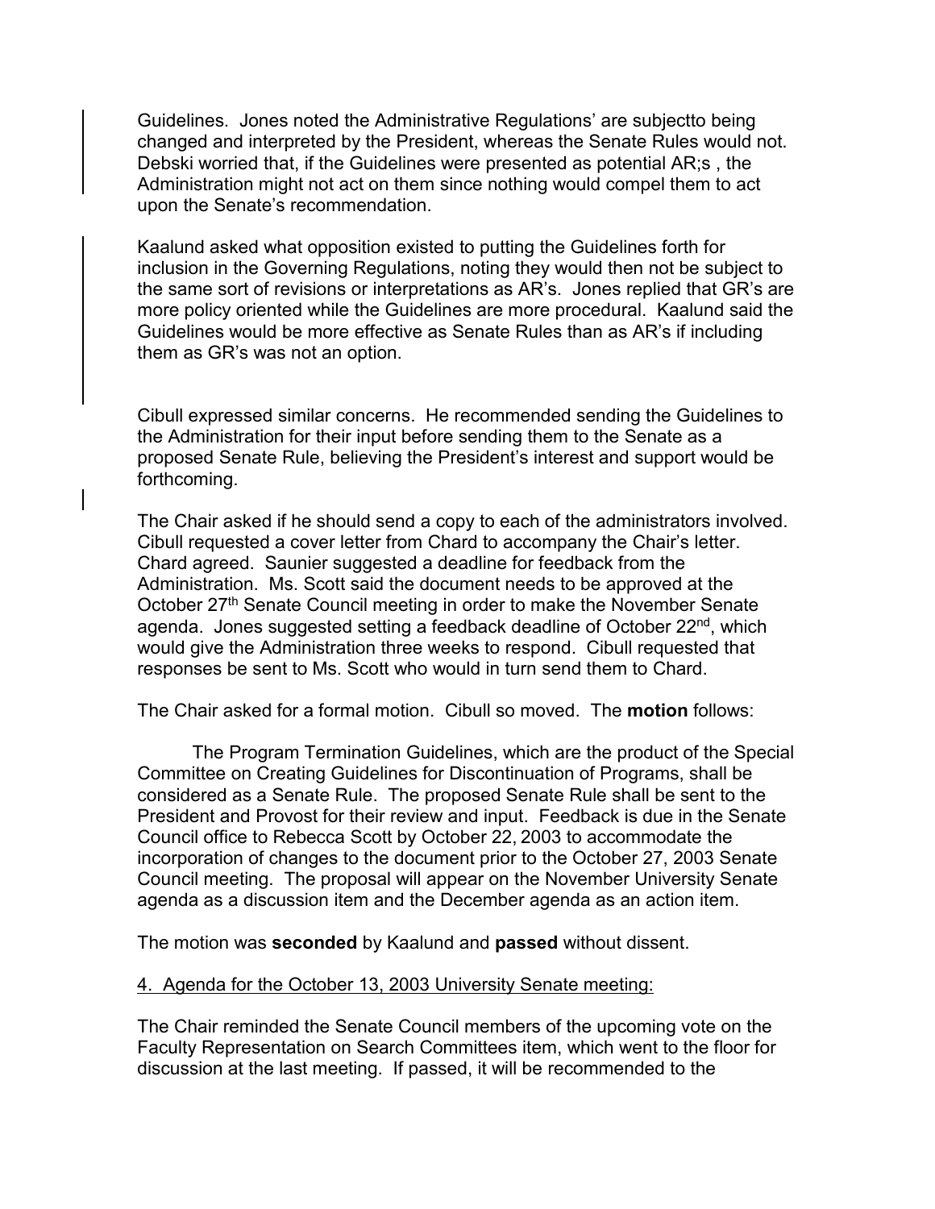Guidelines. Jones noted the Administrative Regulations' are subjectto being changed and interpreted by the President, whereas the Senate Rules would not. Debski worried that, if the Guidelines were presented as potential AR;s , the Administration might not act on them since nothing would compel them to act upon the Senate's recommendation.

Kaalund asked what opposition existed to putting the Guidelines forth for inclusion in the Governing Regulations, noting they would then not be subject to the same sort of revisions or interpretations as AR's. Jones replied that GR's are more policy oriented while the Guidelines are more procedural. Kaalund said the Guidelines would be more effective as Senate Rules than as AR's if including them as GR's was not an option.

Cibull expressed similar concerns. He recommended sending the Guidelines to the Administration for their input before sending them to the Senate as a proposed Senate Rule, believing the President's interest and support would be forthcoming.

The Chair asked if he should send a copy to each of the administrators involved. Cibull requested a cover letter from Chard to accompany the Chair's letter. Chard agreed. Saunier suggested a deadline for feedback from the Administration. Ms. Scott said the document needs to be approved at the October 27th Senate Council meeting in order to make the November Senate agenda. Jones suggested setting a feedback deadline of October 22nd, which would give the Administration three weeks to respond. Cibull requested that responses be sent to Ms. Scott who would in turn send them to Chard.

The Chair asked for a formal motion. Cibull so moved. The **motion** follows:

> The Program Termination Guidelines, which are the product of the Special Committee on Creating Guidelines for Discontinuation of Programs, shall be considered as a Senate Rule. The proposed Senate Rule shall be sent to the President and Provost for their review and input. Feedback is due in the Senate Council office to Rebecca Scott by October 22, 2003 to accommodate the incorporation of changes to the document prior to the October 27, 2003 Senate Council meeting. The proposal will appear on the November University Senate agenda as a discussion item and the December agenda as an action item.

The motion was **seconded** by Kaalund and **passed** without dissent.

4. Agenda for the October 13, 2003 University Senate meeting:

The Chair reminded the Senate Council members of the upcoming vote on the Faculty Representation on Search Committees item, which went to the floor for discussion at the last meeting. If passed, it will be recommended to the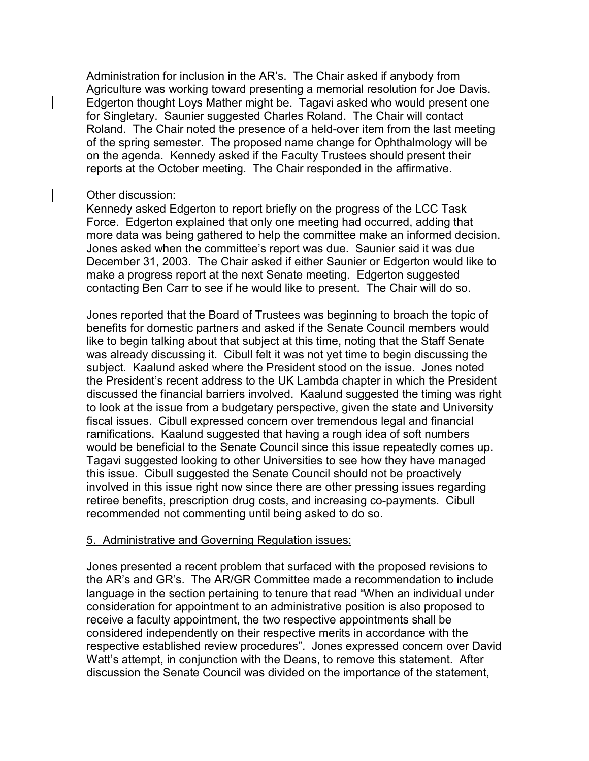Administration for inclusion in the AR's. The Chair asked if anybody from Agriculture was working toward presenting a memorial resolution for Joe Davis. Edgerton thought Loys Mather might be. Tagavi asked who would present one for Singletary. Saunier suggested Charles Roland. The Chair will contact Roland. The Chair noted the presence of a held-over item from the last meeting of the spring semester. The proposed name change for Ophthalmology will be on the agenda. Kennedy asked if the Faculty Trustees should present their reports at the October meeting. The Chair responded in the affirmative.

Other discussion:
Kennedy asked Edgerton to report briefly on the progress of the LCC Task Force. Edgerton explained that only one meeting had occurred, adding that more data was being gathered to help the committee make an informed decision. Jones asked when the committee's report was due. Saunier said it was due December 31, 2003. The Chair asked if either Saunier or Edgerton would like to make a progress report at the next Senate meeting. Edgerton suggested contacting Ben Carr to see if he would like to present. The Chair will do so.

Jones reported that the Board of Trustees was beginning to broach the topic of benefits for domestic partners and asked if the Senate Council members would like to begin talking about that subject at this time, noting that the Staff Senate was already discussing it. Cibull felt it was not yet time to begin discussing the subject. Kaalund asked where the President stood on the issue. Jones noted the President's recent address to the UK Lambda chapter in which the President discussed the financial barriers involved. Kaalund suggested the timing was right to look at the issue from a budgetary perspective, given the state and University fiscal issues. Cibull expressed concern over tremendous legal and financial ramifications. Kaalund suggested that having a rough idea of soft numbers would be beneficial to the Senate Council since this issue repeatedly comes up. Tagavi suggested looking to other Universities to see how they have managed this issue. Cibull suggested the Senate Council should not be proactively involved in this issue right now since there are other pressing issues regarding retiree benefits, prescription drug costs, and increasing co-payments. Cibull recommended not commenting until being asked to do so.

5. Administrative and Governing Regulation issues:

Jones presented a recent problem that surfaced with the proposed revisions to the AR's and GR's. The AR/GR Committee made a recommendation to include language in the section pertaining to tenure that read "When an individual under consideration for appointment to an administrative position is also proposed to receive a faculty appointment, the two respective appointments shall be considered independently on their respective merits in accordance with the respective established review procedures". Jones expressed concern over David Watt's attempt, in conjunction with the Deans, to remove this statement. After discussion the Senate Council was divided on the importance of the statement,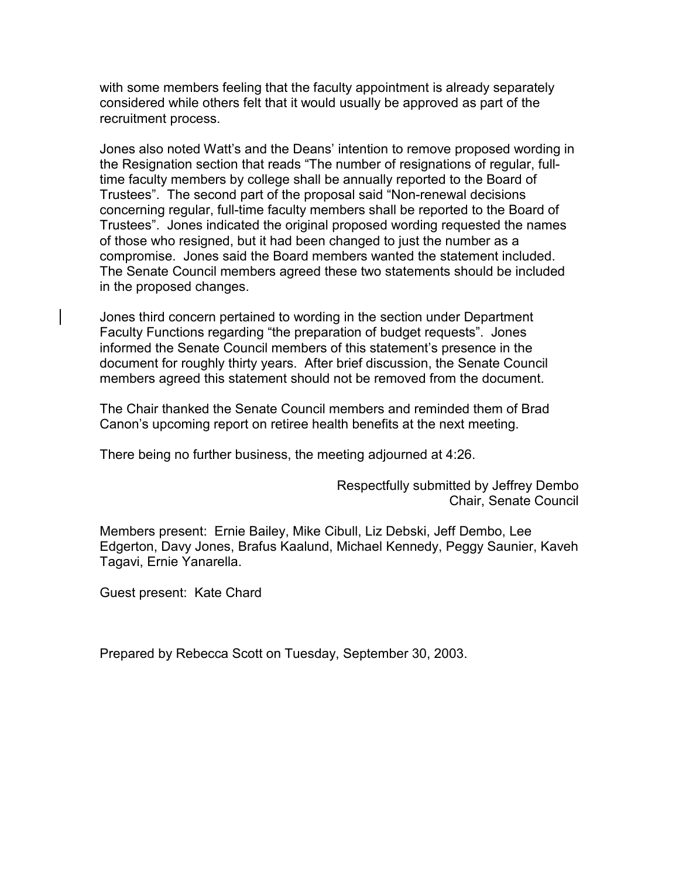with some members feeling that the faculty appointment is already separately considered while others felt that it would usually be approved as part of the recruitment process.

Jones also noted Watt's and the Deans' intention to remove proposed wording in the Resignation section that reads "The number of resignations of regular, full-time faculty members by college shall be annually reported to the Board of Trustees". The second part of the proposal said "Non-renewal decisions concerning regular, full-time faculty members shall be reported to the Board of Trustees". Jones indicated the original proposed wording requested the names of those who resigned, but it had been changed to just the number as a compromise. Jones said the Board members wanted the statement included. The Senate Council members agreed these two statements should be included in the proposed changes.

Jones third concern pertained to wording in the section under Department Faculty Functions regarding "the preparation of budget requests". Jones informed the Senate Council members of this statement's presence in the document for roughly thirty years. After brief discussion, the Senate Council members agreed this statement should not be removed from the document.

The Chair thanked the Senate Council members and reminded them of Brad Canon's upcoming report on retiree health benefits at the next meeting.

There being no further business, the meeting adjourned at 4:26.

Respectfully submitted by Jeffrey Dembo
Chair, Senate Council

Members present: Ernie Bailey, Mike Cibull, Liz Debski, Jeff Dembo, Lee Edgerton, Davy Jones, Brafus Kaalund, Michael Kennedy, Peggy Saunier, Kaveh Tagavi, Ernie Yanarella.

Guest present: Kate Chard

Prepared by Rebecca Scott on Tuesday, September 30, 2003.